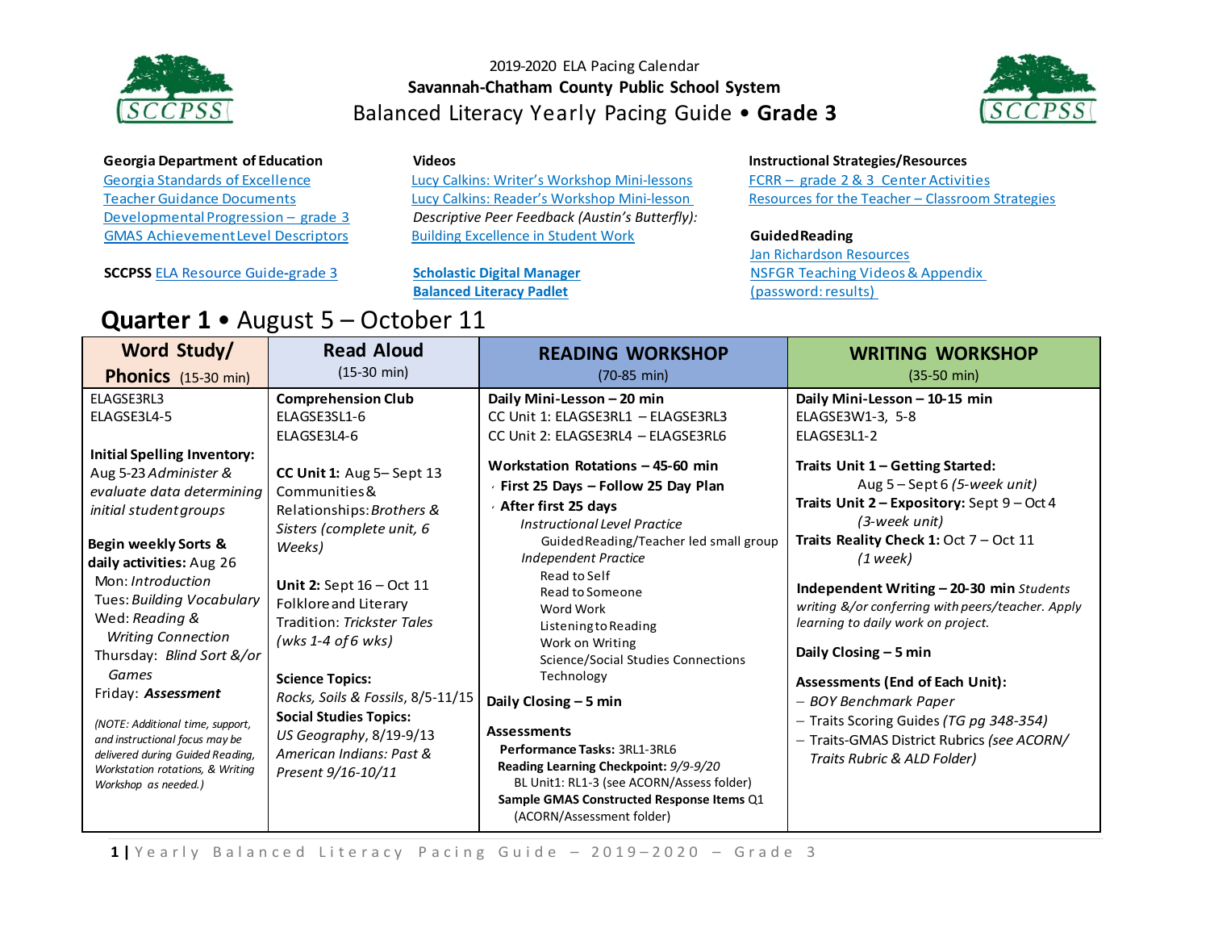2019-2020 ELA Pacing Calendar

**Savannah-Chatham County Public School System**

# Balanced Literacy Yearly Pacing Guide • **Grade 3**

**Georgia Department of Education**
- Georgia Standards of Excellence
- Teacher Guidance Documents
- Developmental Progression – grade 3
- GMAS Achievement Level Descriptors

**SCCPSS** ELA Resource Guide-grade 3

**Videos**
- Lucy Calkins: Writer's Workshop Mini-lessons
- Lucy Calkins: Reader's Workshop Mini-lesson
- *Descriptive Peer Feedback (Austin's Butterfly):* Building Excellence in Student Work

**Scholastic Digital Manager**
**Balanced Literacy Padlet**

**Instructional Strategies/Resources**
- FCRR – grade 2 & 3 Center Activities
- Resources for the Teacher – Classroom Strategies

**Guided Reading**
- Jan Richardson Resources
- NSFGR Teaching Videos & Appendix (password: results)

## Quarter 1 • August 5 – October 11

| Word Study/ Phonics (15-30 min) | Read Aloud (15-30 min) | READING WORKSHOP (70-85 min) | WRITING WORKSHOP (35-50 min) |
|---|---|---|---|
| ELAGSE3RL3<br>ELAGSE3L4-5<br><br>**Initial Spelling Inventory:** Aug 5-23 *Administer & evaluate data determining initial student groups*<br><br>**Begin weekly Sorts & daily activities:** Aug 26<br>Mon: *Introduction*<br>Tues: *Building Vocabulary*<br>Wed: *Reading & Writing Connection*<br>Thursday: *Blind Sort &/or Games*<br>Friday: ***Assessment***<br><br>*(NOTE: Additional time, support, and instructional focus may be delivered during Guided Reading, Workstation rotations, & Writing Workshop as needed.)* | **Comprehension Club**<br>ELAGSE3SL1-6<br>ELAGSE3L4-6<br><br>**CC Unit 1:** Aug 5– Sept 13 Communities & Relationships: *Brothers & Sisters (complete unit, 6 Weeks)*<br><br>**Unit 2:** Sept 16 – Oct 11 Folklore and Literary Tradition: *Trickster Tales (wks 1-4 of 6 wks)*<br><br>**Science Topics:**<br>*Rocks, Soils & Fossils*, 8/5-11/15<br>**Social Studies Topics:**<br>*US Geography*, 8/19-9/13<br>*American Indians: Past & Present* 9/16-10/11 | **Daily Mini-Lesson – 20 min**<br>CC Unit 1: ELAGSE3RL1 – ELAGSE3RL3<br>CC Unit 2: ELAGSE3RL4 – ELAGSE3RL6<br><br>**Workstation Rotations – 45-60 min**<br>- **First 25 Days – Follow 25 Day Plan**<br>- **After first 25 days**<br>*Instructional Level Practice*<br>Guided Reading/Teacher led small group<br>*Independent Practice*<br>Read to Self<br>Read to Someone<br>Word Work<br>Listening to Reading<br>Work on Writing<br>Science/Social Studies Connections<br>Technology<br><br>**Daily Closing – 5 min**<br><br>**Assessments**<br>**Performance Tasks:** 3RL1-3RL6<br>**Reading Learning Checkpoint:** *9/9-9/20*<br>BL Unit1: RL1-3 (see ACORN/Assess folder)<br>**Sample GMAS Constructed Response Items** Q1 (ACORN/Assessment folder) | **Daily Mini-Lesson – 10-15 min**<br>ELAGSE3W1-3, 5-8<br>ELAGSE3L1-2<br><br>**Traits Unit 1 – Getting Started:** Aug 5 – Sept 6 *(5-week unit)*<br>**Traits Unit 2 – Expository:** Sept 9 – Oct 4 *(3-week unit)*<br>**Traits Reality Check 1:** Oct 7 – Oct 11 *(1 week)*<br><br>**Independent Writing – 20-30 min** *Students writing &/or conferring with peers/teacher. Apply learning to daily work on project.*<br><br>**Daily Closing – 5 min**<br><br>**Assessments (End of Each Unit):**<br>– *BOY Benchmark Paper*<br>– Traits Scoring Guides *(TG pg 348-354)*<br>– Traits-GMAS District Rubrics *(see ACORN/ Traits Rubric & ALD Folder)* |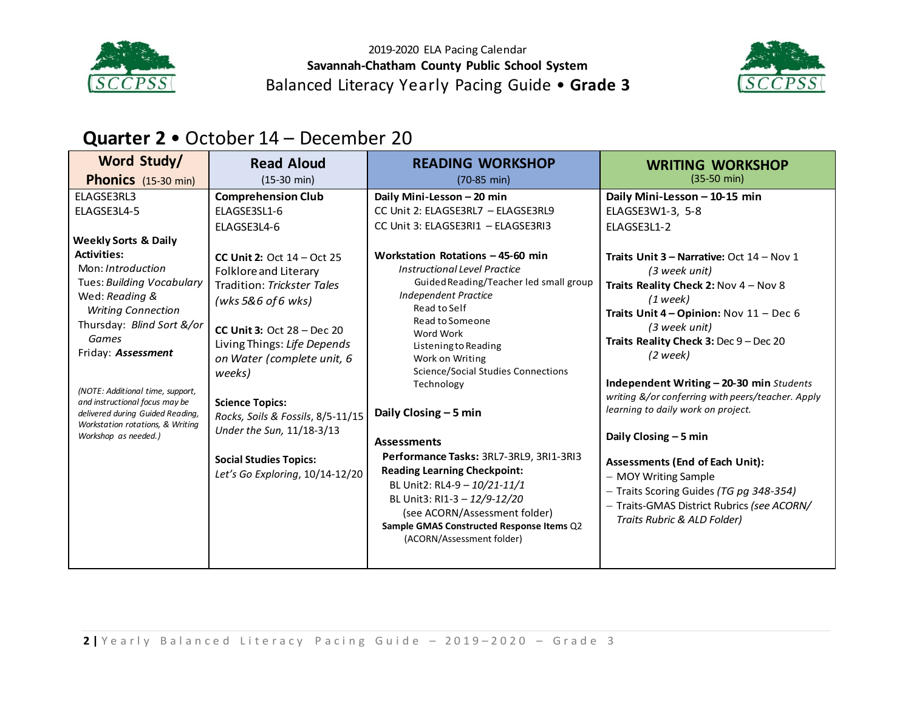2019-2020 ELA Pacing Calendar

**Savannah-Chatham County Public School System**

Balanced Literacy Yearly Pacing Guide • **Grade 3**

## Quarter 2 • October 14 – December 20

| **Word Study/ Phonics** (15-30 min) | **Read Aloud** (15-30 min) | **READING WORKSHOP** (70-85 min) | **WRITING WORKSHOP** (35-50 min) |
|---|---|---|---|
| ELAGSE3RL3<br>ELAGSE3L4-5<br><br>**Weekly Sorts & Daily Activities:**<br>Mon: *Introduction*<br>Tues: *Building Vocabulary*<br>Wed: *Reading & Writing Connection*<br>Thursday: *Blind Sort &/or Games*<br>Friday: ***Assessment***<br><br>*(NOTE: Additional time, support, and instructional focus may be delivered during Guided Reading, Workstation rotations, & Writing Workshop as needed.)* | **Comprehension Club**<br>ELAGSE3SL1-6<br>ELAGSE3L4-6<br><br>**CC Unit 2:** Oct 14 – Oct 25<br>Folklore and Literary Tradition: *Trickster Tales (wks 5&6 of 6 wks)*<br><br>**CC Unit 3:** Oct 28 – Dec 20<br>Living Things: *Life Depends on Water (complete unit, 6 weeks)*<br><br>**Science Topics:**<br>*Rocks, Soils & Fossils*, 8/5-11/15<br>*Under the Sun*, 11/18-3/13<br><br>**Social Studies Topics:**<br>*Let's Go Exploring*, 10/14-12/20 | **Daily Mini-Lesson – 20 min**<br>CC Unit 2: ELAGSE3RL7 – ELAGSE3RL9<br>CC Unit 3: ELAGSE3RI1 – ELAGSE3RI3<br><br>**Workstation Rotations – 45-60 min**<br>*Instructional Level Practice*<br>Guided Reading/Teacher led small group<br>*Independent Practice*<br>Read to Self<br>Read to Someone<br>Word Work<br>Listening to Reading<br>Work on Writing<br>Science/Social Studies Connections<br>Technology<br><br>**Daily Closing – 5 min**<br><br>**Assessments**<br>**Performance Tasks:** 3RL7-3RL9, 3RI1-3RI3<br>**Reading Learning Checkpoint:**<br>BL Unit2: RL4-9 – *10/21-11/1*<br>BL Unit3: RI1-3 – *12/9-12/20*<br>(see ACORN/Assessment folder)<br>**Sample GMAS Constructed Response Items** Q2 (ACORN/Assessment folder) | **Daily Mini-Lesson – 10-15 min**<br>ELAGSE3W1-3, 5-8<br>ELAGSE3L1-2<br><br>**Traits Unit 3 – Narrative:** Oct 14 – Nov 1 *(3 week unit)*<br>**Traits Reality Check 2:** Nov 4 – Nov 8 *(1 week)*<br>**Traits Unit 4 – Opinion:** Nov 11 – Dec 6 *(3 week unit)*<br>**Traits Reality Check 3:** Dec 9 – Dec 20 *(2 week)*<br><br>**Independent Writing – 20-30 min** *Students writing &/or conferring with peers/teacher. Apply learning to daily work on project.*<br><br>**Daily Closing – 5 min**<br><br>**Assessments (End of Each Unit):**<br>– MOY Writing Sample<br>– Traits Scoring Guides *(TG pg 348-354)*<br>– Traits-GMAS District Rubrics *(see ACORN/ Traits Rubric & ALD Folder)* |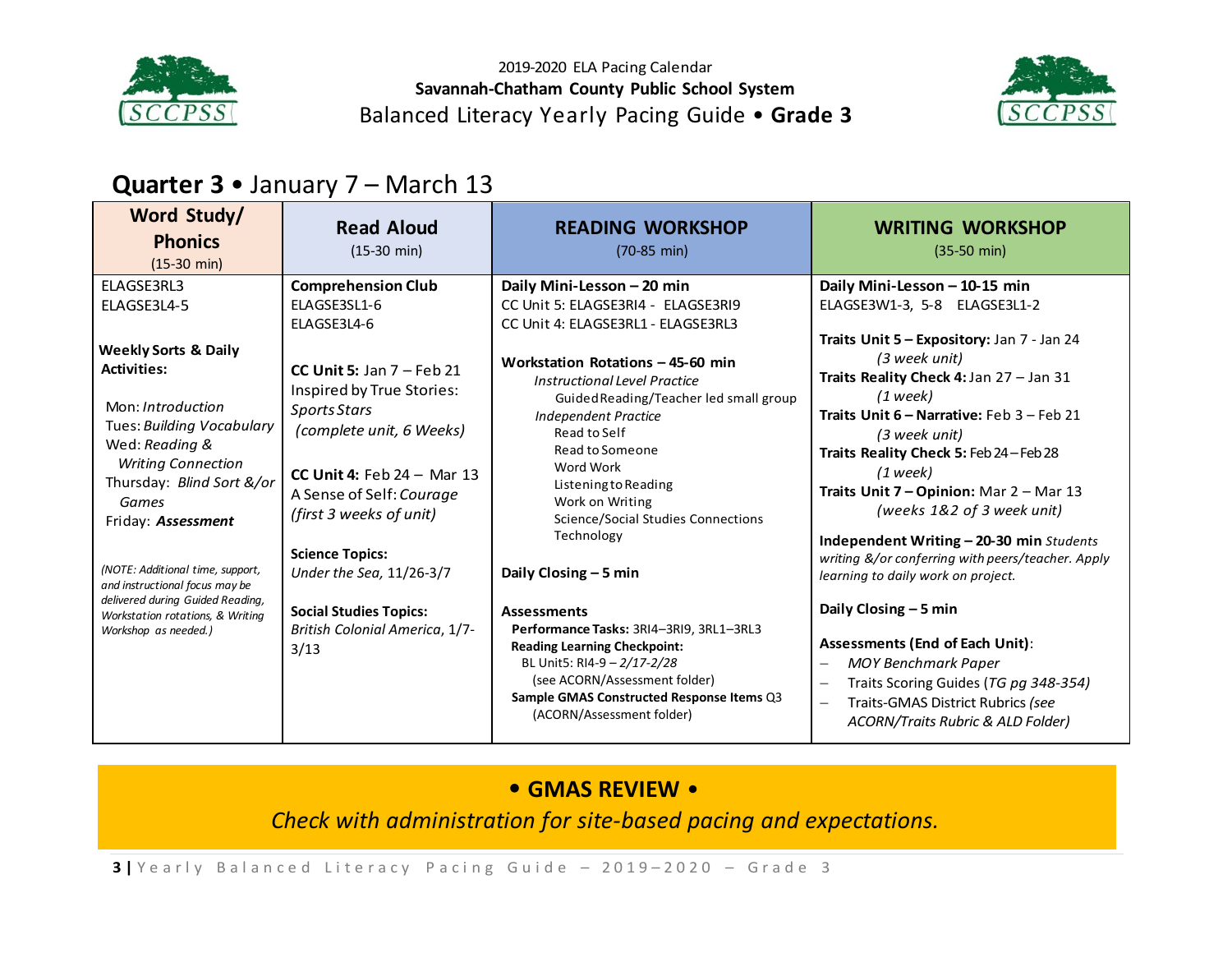2019-2020 ELA Pacing Calendar

**Savannah-Chatham County Public School System**

Balanced Literacy Yearly Pacing Guide • **Grade 3**

## **Quarter 3** • January 7 – March 13

| Word Study/ Phonics (15-30 min) | Read Aloud (15-30 min) | READING WORKSHOP (70-85 min) | WRITING WORKSHOP (35-50 min) |
|---|---|---|---|
| ELAGSE3RL3<br>ELAGSE3L4-5<br><br>**Weekly Sorts & Daily Activities:**<br><br>Mon: *Introduction*<br>Tues: *Building Vocabulary*<br>Wed: *Reading & Writing Connection*<br>Thursday: *Blind Sort &/or Games*<br>Friday: ***Assessment***<br><br>*(NOTE: Additional time, support, and instructional focus may be delivered during Guided Reading, Workstation rotations, & Writing Workshop as needed.)* | **Comprehension Club**<br>ELAGSE3SL1-6<br>ELAGSE3L4-6<br><br>**CC Unit 5:** Jan 7 – Feb 21<br>Inspired by True Stories: *Sports Stars*<br>*(complete unit, 6 Weeks)*<br><br>**CC Unit 4:** Feb 24 – Mar 13<br>A Sense of Self: *Courage*<br>*(first 3 weeks of unit)*<br><br>**Science Topics:**<br>*Under the Sea*, 11/26-3/7<br><br>**Social Studies Topics:**<br>*British Colonial America*, 1/7-3/13 | **Daily Mini-Lesson – 20 min**<br>CC Unit 5: ELAGSE3RI4 - ELAGSE3RI9<br>CC Unit 4: ELAGSE3RL1 - ELAGSE3RL3<br><br>**Workstation Rotations – 45-60 min**<br>*Instructional Level Practice*<br>Guided Reading/Teacher led small group<br>*Independent Practice*<br>Read to Self<br>Read to Someone<br>Word Work<br>Listening to Reading<br>Work on Writing<br>Science/Social Studies Connections<br>Technology<br><br>**Daily Closing – 5 min**<br><br>**Assessments**<br>**Performance Tasks:** 3RI4–3RI9, 3RL1–3RL3<br>**Reading Learning Checkpoint:**<br>BL Unit5: RI4-9 – *2/17-2/28*<br>(see ACORN/Assessment folder)<br>**Sample GMAS Constructed Response Items** Q3<br>(ACORN/Assessment folder) | **Daily Mini-Lesson – 10-15 min**<br>ELAGSE3W1-3, 5-8 ELAGSE3L1-2<br><br>**Traits Unit 5 – Expository:** Jan 7 - Jan 24<br>*(3 week unit)*<br>**Traits Reality Check 4:** Jan 27 – Jan 31<br>*(1 week)*<br>**Traits Unit 6 – Narrative:** Feb 3 – Feb 21<br>*(3 week unit)*<br>**Traits Reality Check 5:** Feb 24 – Feb 28<br>*(1 week)*<br>**Traits Unit 7 – Opinion:** Mar 2 – Mar 13<br>*(weeks 1&2 of 3 week unit)*<br><br>**Independent Writing – 20-30 min** *Students writing &/or conferring with peers/teacher. Apply learning to daily work on project.*<br><br>**Daily Closing – 5 min**<br><br>**Assessments (End of Each Unit):**<br>– *MOY Benchmark Paper*<br>– Traits Scoring Guides (*TG pg 348-354)*<br>– Traits-GMAS District Rubrics *(see ACORN/Traits Rubric & ALD Folder)* |

**• GMAS REVIEW •**

*Check with administration for site-based pacing and expectations.*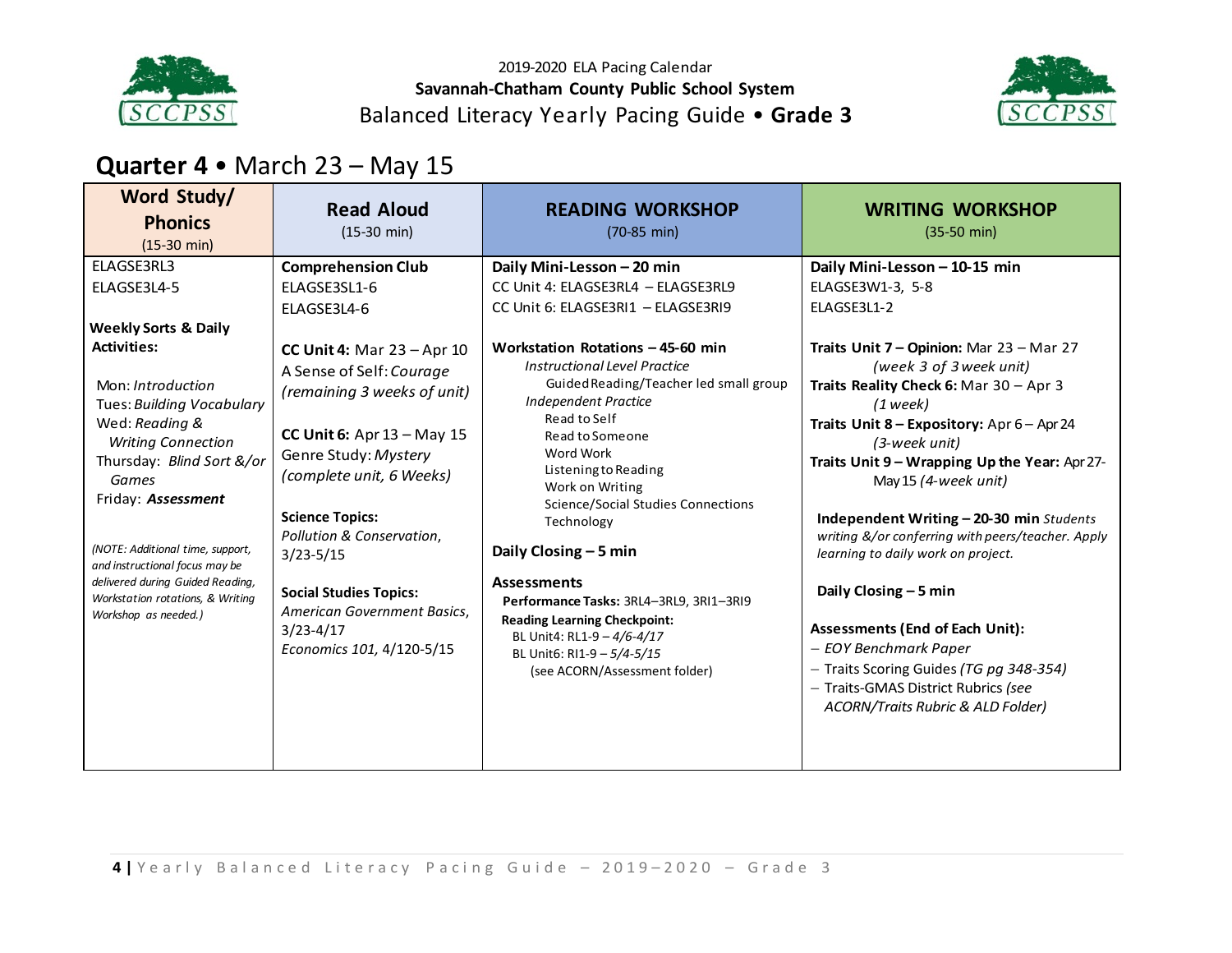2019-2020 ELA Pacing Calendar
**Savannah-Chatham County Public School System**
Balanced Literacy Yearly Pacing Guide • **Grade 3**

## **Quarter 4** • March 23 – May 15

| **Word Study/ Phonics** (15-30 min) | **Read Aloud** (15-30 min) | **READING WORKSHOP** (70-85 min) | **WRITING WORKSHOP** (35-50 min) |
|---|---|---|---|
| ELAGSE3RL3<br>ELAGSE3L4-5<br><br>**Weekly Sorts & Daily Activities:**<br><br>Mon: *Introduction*<br>Tues: *Building Vocabulary*<br>Wed: *Reading & Writing Connection*<br>Thursday: *Blind Sort &/or Games*<br>Friday: ***Assessment***<br><br>*(NOTE: Additional time, support, and instructional focus may be delivered during Guided Reading, Workstation rotations, & Writing Workshop as needed.)* | **Comprehension Club**<br>ELAGSE3SL1-6<br>ELAGSE3L4-6<br><br>**CC Unit 4:** Mar 23 – Apr 10<br>A Sense of Self: *Courage (remaining 3 weeks of unit)*<br><br>**CC Unit 6:** Apr 13 – May 15<br>Genre Study: *Mystery (complete unit, 6 Weeks)*<br><br>**Science Topics:**<br>*Pollution & Conservation*, 3/23-5/15<br><br>**Social Studies Topics:**<br>*American Government Basics*, 3/23-4/17<br>*Economics 101,* 4/120-5/15 | **Daily Mini-Lesson – 20 min**<br>CC Unit 4: ELAGSE3RL4 – ELAGSE3RL9<br>CC Unit 6: ELAGSE3RI1 – ELAGSE3RI9<br><br>**Workstation Rotations – 45-60 min**<br>*Instructional Level Practice*<br>Guided Reading/Teacher led small group<br>*Independent Practice*<br>Read to Self<br>Read to Someone<br>Word Work<br>Listening to Reading<br>Work on Writing<br>Science/Social Studies Connections<br>Technology<br><br>**Daily Closing – 5 min**<br><br>**Assessments**<br>**Performance Tasks:** 3RL4–3RL9, 3RI1–3RI9<br>**Reading Learning Checkpoint:**<br>BL Unit4: RL1-9 – *4/6-4/17*<br>BL Unit6: RI1-9 – *5/4-5/15*<br>(see ACORN/Assessment folder) | **Daily Mini-Lesson – 10-15 min**<br>ELAGSE3W1-3, 5-8<br>ELAGSE3L1-2<br><br>**Traits Unit 7 – Opinion:** Mar 23 – Mar 27 *(week 3 of 3 week unit)*<br>**Traits Reality Check 6:** Mar 30 – Apr 3 *(1 week)*<br>**Traits Unit 8 – Expository:** Apr 6 – Apr 24 *(3-week unit)*<br>**Traits Unit 9 – Wrapping Up the Year:** Apr 27-May 15 *(4-week unit)*<br><br>**Independent Writing – 20-30 min** *Students writing &/or conferring with peers/teacher. Apply learning to daily work on project.*<br><br>**Daily Closing – 5 min**<br><br>**Assessments (End of Each Unit):**<br>– *EOY Benchmark Paper*<br>– Traits Scoring Guides *(TG pg 348-354)*<br>– Traits-GMAS District Rubrics *(see ACORN/Traits Rubric & ALD Folder)* |